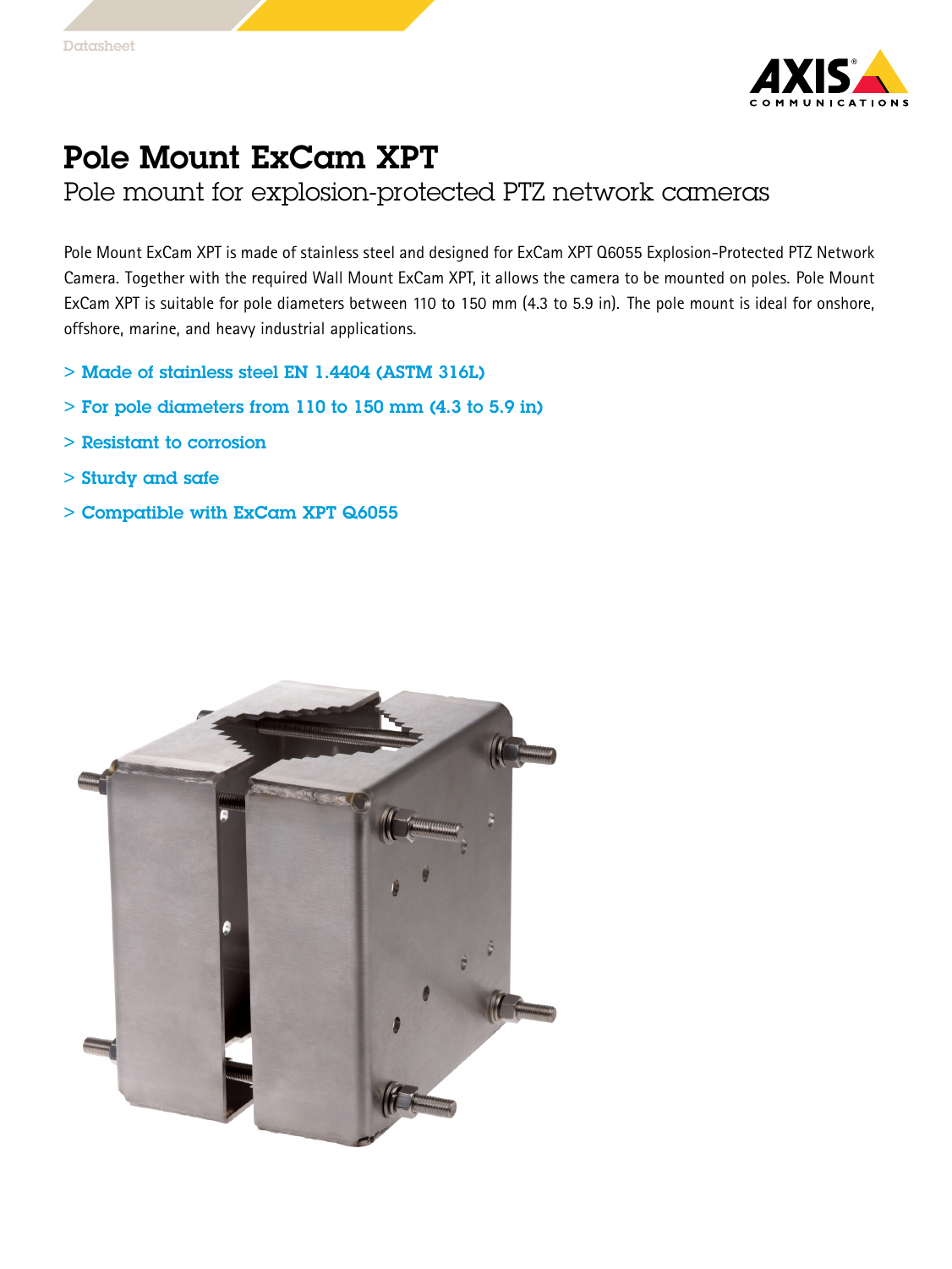Datasheet

# Pole Mount ExCam XPT

## Pole mount for explosion-protected PTZ network cameras

Pole Mount ExCam XPT is made of stainless steel and designed for ExCam XPT Q6055 Explosion-Protected PTZ Network Camera. Together with the required Wall Mount ExCam XPT, it allows the camera to be mounted on poles. Pole Mount ExCam XPT is suitable for pole diameters between 110 to 150 mm (4.3 to 5.9 in). The pole mount is ideal for onshore, offshore, marine, and heavy industrial applications.

> **Made of stainless steel EN 1.4404 (ASTM 316L)**
> 
> **For pole diameters from 110 to 150 mm (4.3 to 5.9 in)**
> 
> **Resistant to corrosion**
> 
> **Sturdy and safe**
> 
> **Compatible with ExCam XPT Q6055**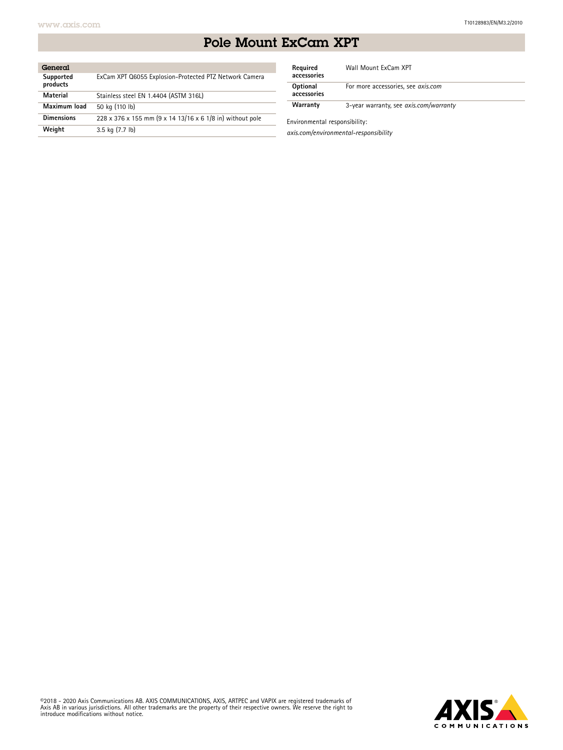# Pole Mount ExCam XPT

## General

| | |
|---|---|
| **Supported products** | ExCam XPT Q6055 Explosion-Protected PTZ Network Camera |
| **Material** | Stainless steel EN 1.4404 (ASTM 316L) |
| **Maximum load** | 50 kg (110 lb) |
| **Dimensions** | 228 x 376 x 155 mm (9 x 14 13/16 x 6 1/8 in) without pole |
| **Weight** | 3.5 kg (7.7 lb) |
| **Required accessories** | Wall Mount ExCam XPT |
| **Optional accessories** | For more accessories, see *axis.com* |
| **Warranty** | 3-year warranty, see *axis.com/warranty* |

Environmental responsibility:

*axis.com/environmental-responsibility*

©2018 - 2020 Axis Communications AB. AXIS COMMUNICATIONS, AXIS, ARTPEC and VAPIX are registered trademarks of Axis AB in various jurisdictions. All other trademarks are the property of their respective owners. We reserve the right to introduce modifications without notice.